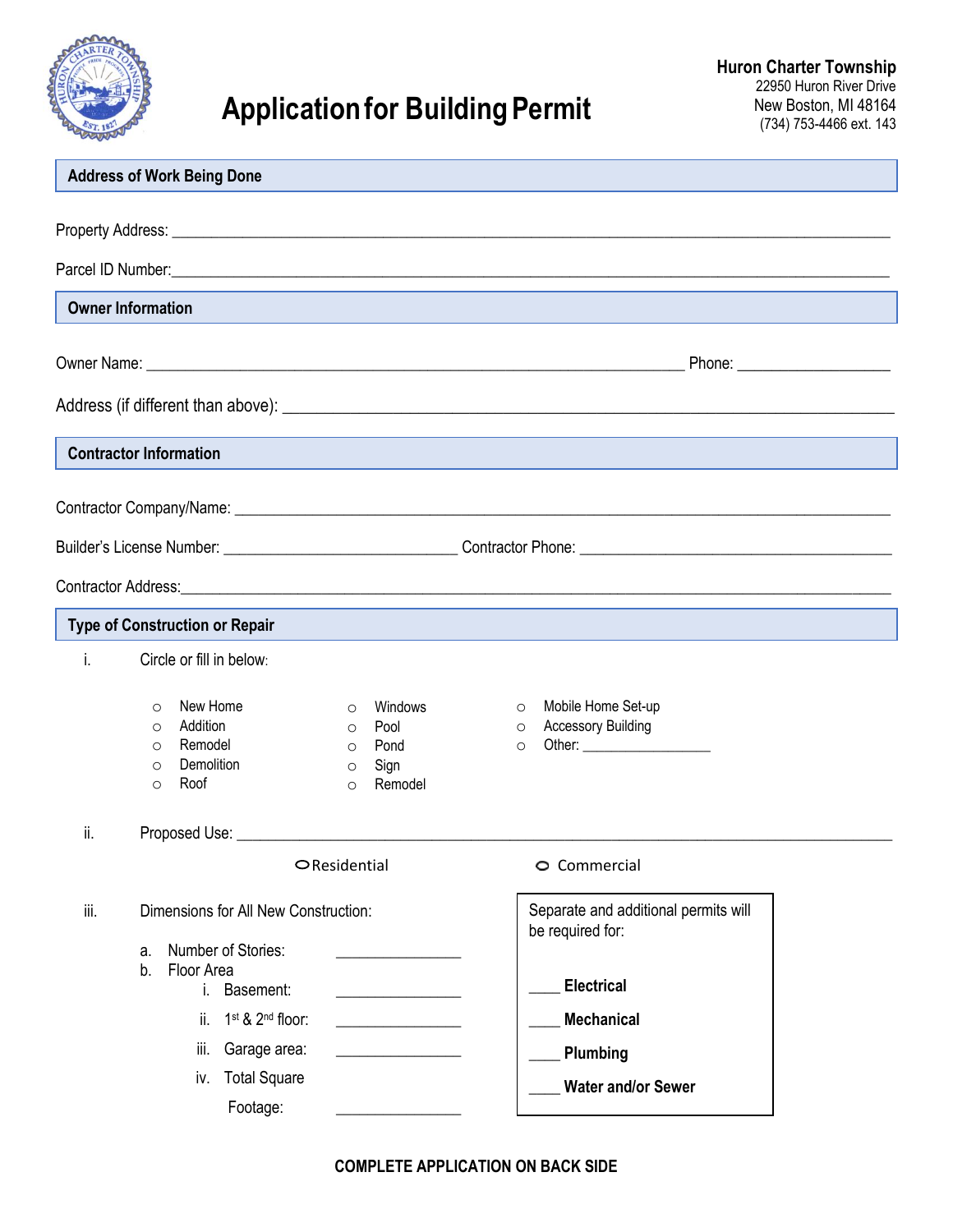# Application for Building Permit

**Huron Charter Township**
22950 Huron River Drive
New Boston, MI 48164
(734) 753-4466 ext. 143

## Address of Work Being Done

Property Address: ___________________________________________

Parcel ID Number: ___________________________________________

## Owner Information

Owner Name: _______________________________ Phone: _______________

Address (if different than above): _______________________________

## Contractor Information

Contractor Company/Name: _______________________________

Builder's License Number: _______________ Contractor Phone: _______________

Contractor Address: _______________________________

## Type of Construction or Repair

i. Circle or fill in below:

- ○ New Home
- ○ Addition
- ○ Remodel
- ○ Demolition
- ○ Roof
- ○ Windows
- ○ Pool
- ○ Pond
- ○ Sign
- ○ Remodel
- ○ Mobile Home Set-up
- ○ Accessory Building
- ○ Other: _______________

ii. Proposed Use: _______________________________

○ Residential ○ Commercial

iii. Dimensions for All New Construction:

a. Number of Stories: _______________

b. Floor Area

i. Basement: _______________

ii. 1st & 2nd floor: _______________

iii. Garage area: _______________

iv. Total Square Footage: _______________

Separate and additional permits will be required for:

____ **Electrical**

____ **Mechanical**

____ **Plumbing**

____ **Water and/or Sewer**

**COMPLETE APPLICATION ON BACK SIDE**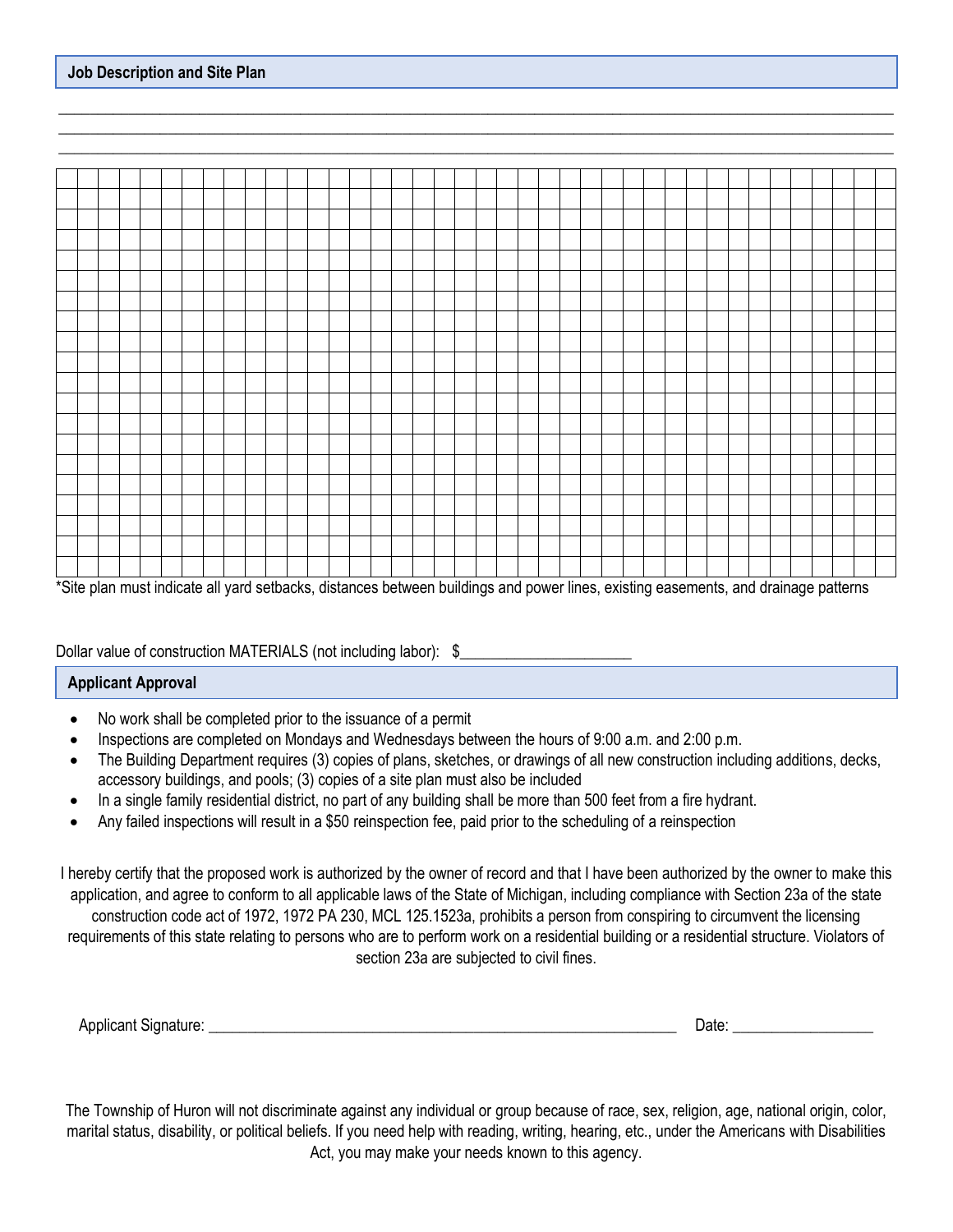## Job Description and Site Plan

______________________________________________________________________________________________

______________________________________________________________________________________________

______________________________________________________________________________________________

*Site plan must indicate all yard setbacks, distances between buildings and power lines, existing easements, and drainage patterns

Dollar value of construction MATERIALS (not including labor): $______________________

## Applicant Approval

- No work shall be completed prior to the issuance of a permit
- Inspections are completed on Mondays and Wednesdays between the hours of 9:00 a.m. and 2:00 p.m.
- The Building Department requires (3) copies of plans, sketches, or drawings of all new construction including additions, decks, accessory buildings, and pools; (3) copies of a site plan must also be included
- In a single family residential district, no part of any building shall be more than 500 feet from a fire hydrant.
- Any failed inspections will result in a $50 reinspection fee, paid prior to the scheduling of a reinspection

I hereby certify that the proposed work is authorized by the owner of record and that I have been authorized by the owner to make this application, and agree to conform to all applicable laws of the State of Michigan, including compliance with Section 23a of the state construction code act of 1972, 1972 PA 230, MCL 125.1523a, prohibits a person from conspiring to circumvent the licensing requirements of this state relating to persons who are to perform work on a residential building or a residential structure. Violators of section 23a are subjected to civil fines.

Applicant Signature: ________________________________________________ Date: ________________

The Township of Huron will not discriminate against any individual or group because of race, sex, religion, age, national origin, color, marital status, disability, or political beliefs. If you need help with reading, writing, hearing, etc., under the Americans with Disabilities Act, you may make your needs known to this agency.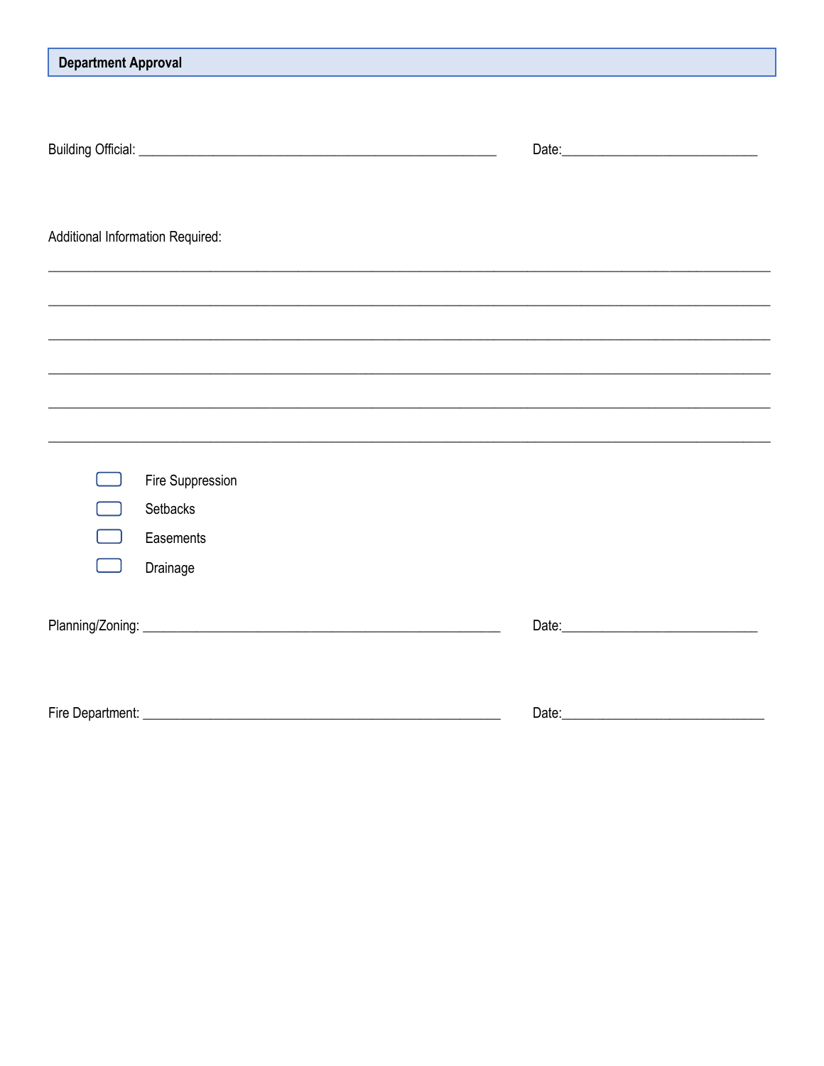## Department Approval

Building Official: ____________________________________________________ Date:____________________________

Additional Information Required:

______________________________________________________________________________________________

______________________________________________________________________________________________

______________________________________________________________________________________________

______________________________________________________________________________________________

______________________________________________________________________________________________

______________________________________________________________________________________________

- ☐ Fire Suppression
- ☐ Setbacks
- ☐ Easements
- ☐ Drainage

Planning/Zoning: ____________________________________________________ Date:____________________________

Fire Department: ____________________________________________________ Date:_____________________________